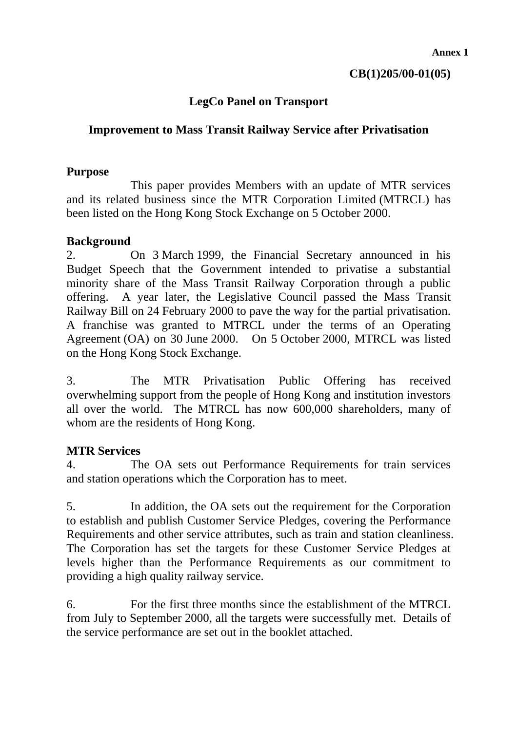**Annex 1**

**CB(1)205/00-01(05)**

## LegCo Panel on Transport

## Improvement to Mass Transit Railway Service after Privatisation

**Purpose**

This paper provides Members with an update of MTR services and its related business since the MTR Corporation Limited (MTRCL) has been listed on the Hong Kong Stock Exchange on 5 October 2000.

**Background**

2. On 3 March 1999, the Financial Secretary announced in his Budget Speech that the Government intended to privatise a substantial minority share of the Mass Transit Railway Corporation through a public offering. A year later, the Legislative Council passed the Mass Transit Railway Bill on 24 February 2000 to pave the way for the partial privatisation. A franchise was granted to MTRCL under the terms of an Operating Agreement (OA) on 30 June 2000. On 5 October 2000, MTRCL was listed on the Hong Kong Stock Exchange.

3. The MTR Privatisation Public Offering has received overwhelming support from the people of Hong Kong and institution investors all over the world. The MTRCL has now 600,000 shareholders, many of whom are the residents of Hong Kong.

**MTR Services**

4. The OA sets out Performance Requirements for train services and station operations which the Corporation has to meet.

5. In addition, the OA sets out the requirement for the Corporation to establish and publish Customer Service Pledges, covering the Performance Requirements and other service attributes, such as train and station cleanliness. The Corporation has set the targets for these Customer Service Pledges at levels higher than the Performance Requirements as our commitment to providing a high quality railway service.

6. For the first three months since the establishment of the MTRCL from July to September 2000, all the targets were successfully met. Details of the service performance are set out in the booklet attached.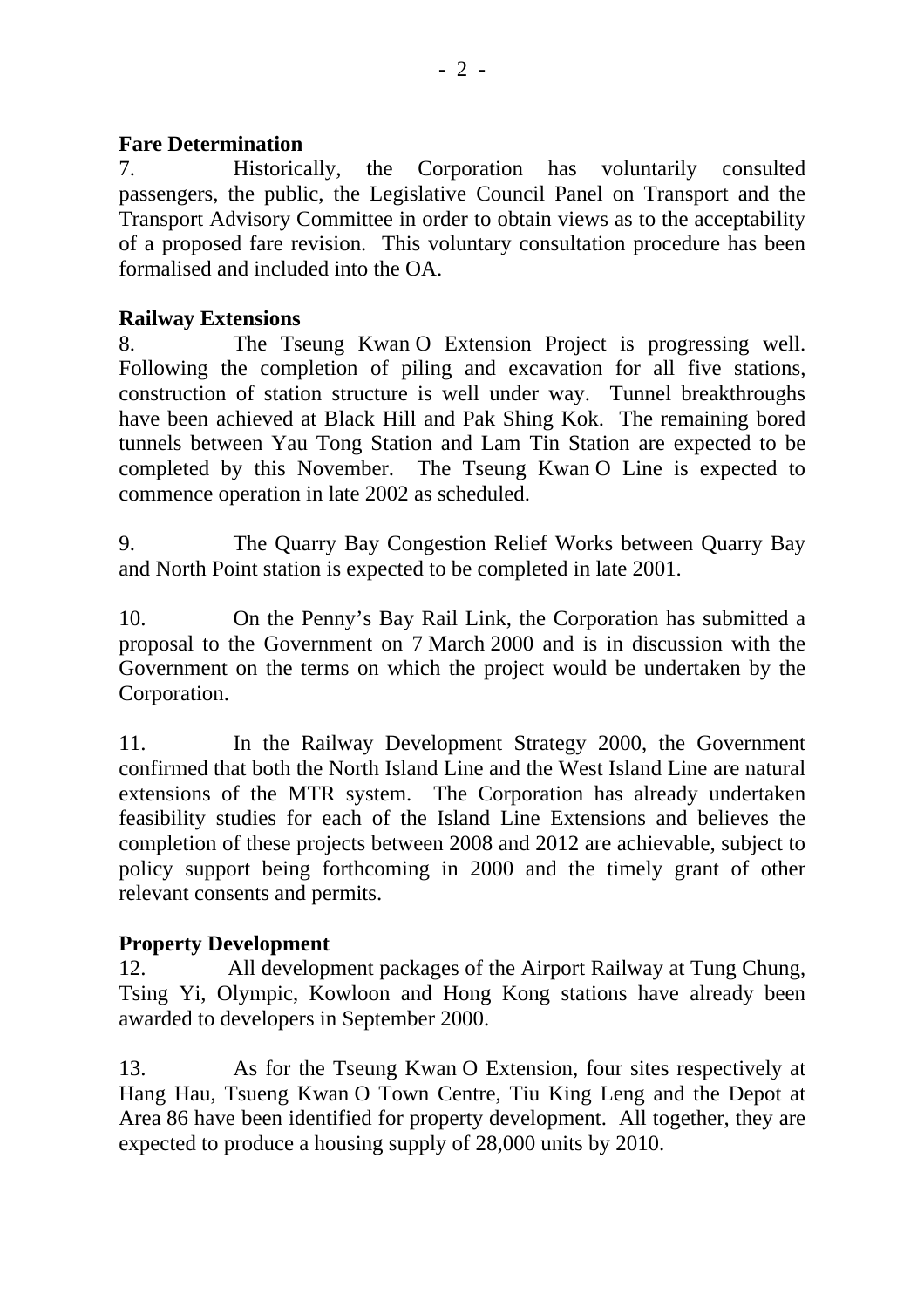**Fare Determination**

7. Historically, the Corporation has voluntarily consulted passengers, the public, the Legislative Council Panel on Transport and the Transport Advisory Committee in order to obtain views as to the acceptability of a proposed fare revision. This voluntary consultation procedure has been formalised and included into the OA.

**Railway Extensions**

8. The Tseung Kwan O Extension Project is progressing well. Following the completion of piling and excavation for all five stations, construction of station structure is well under way. Tunnel breakthroughs have been achieved at Black Hill and Pak Shing Kok. The remaining bored tunnels between Yau Tong Station and Lam Tin Station are expected to be completed by this November. The Tseung Kwan O Line is expected to commence operation in late 2002 as scheduled.

9. The Quarry Bay Congestion Relief Works between Quarry Bay and North Point station is expected to be completed in late 2001.

10. On the Penny's Bay Rail Link, the Corporation has submitted a proposal to the Government on 7 March 2000 and is in discussion with the Government on the terms on which the project would be undertaken by the Corporation.

11. In the Railway Development Strategy 2000, the Government confirmed that both the North Island Line and the West Island Line are natural extensions of the MTR system. The Corporation has already undertaken feasibility studies for each of the Island Line Extensions and believes the completion of these projects between 2008 and 2012 are achievable, subject to policy support being forthcoming in 2000 and the timely grant of other relevant consents and permits.

**Property Development**

12. All development packages of the Airport Railway at Tung Chung, Tsing Yi, Olympic, Kowloon and Hong Kong stations have already been awarded to developers in September 2000.

13. As for the Tseung Kwan O Extension, four sites respectively at Hang Hau, Tsueng Kwan O Town Centre, Tiu King Leng and the Depot at Area 86 have been identified for property development. All together, they are expected to produce a housing supply of 28,000 units by 2010.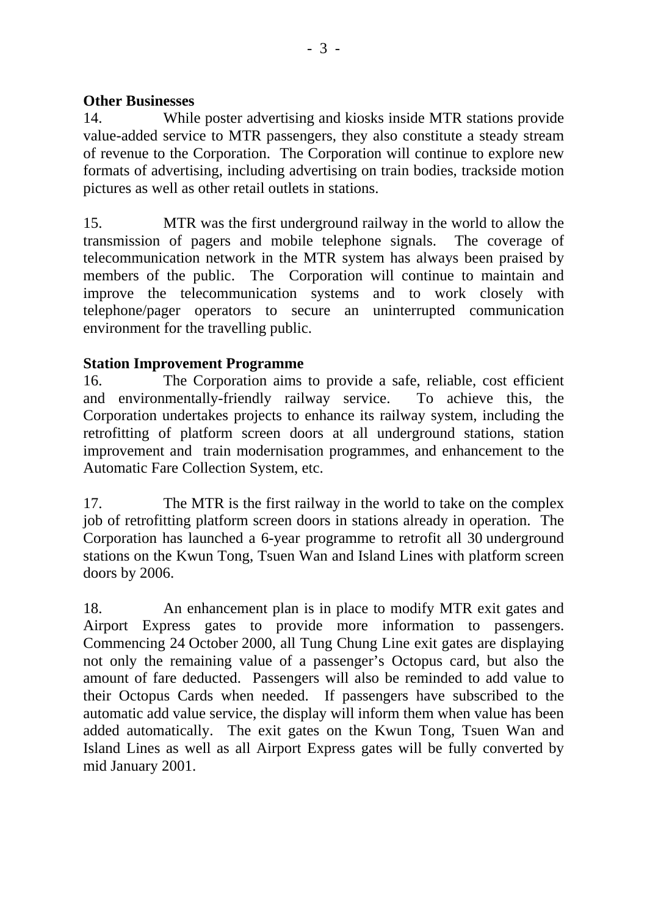**Other Businesses**

14. While poster advertising and kiosks inside MTR stations provide value-added service to MTR passengers, they also constitute a steady stream of revenue to the Corporation. The Corporation will continue to explore new formats of advertising, including advertising on train bodies, trackside motion pictures as well as other retail outlets in stations.

15. MTR was the first underground railway in the world to allow the transmission of pagers and mobile telephone signals. The coverage of telecommunication network in the MTR system has always been praised by members of the public. The Corporation will continue to maintain and improve the telecommunication systems and to work closely with telephone/pager operators to secure an uninterrupted communication environment for the travelling public.

**Station Improvement Programme**

16. The Corporation aims to provide a safe, reliable, cost efficient and environmentally-friendly railway service. To achieve this, the Corporation undertakes projects to enhance its railway system, including the retrofitting of platform screen doors at all underground stations, station improvement and train modernisation programmes, and enhancement to the Automatic Fare Collection System, etc.

17. The MTR is the first railway in the world to take on the complex job of retrofitting platform screen doors in stations already in operation. The Corporation has launched a 6-year programme to retrofit all 30 underground stations on the Kwun Tong, Tsuen Wan and Island Lines with platform screen doors by 2006.

18. An enhancement plan is in place to modify MTR exit gates and Airport Express gates to provide more information to passengers. Commencing 24 October 2000, all Tung Chung Line exit gates are displaying not only the remaining value of a passenger's Octopus card, but also the amount of fare deducted. Passengers will also be reminded to add value to their Octopus Cards when needed. If passengers have subscribed to the automatic add value service, the display will inform them when value has been added automatically. The exit gates on the Kwun Tong, Tsuen Wan and Island Lines as well as all Airport Express gates will be fully converted by mid January 2001.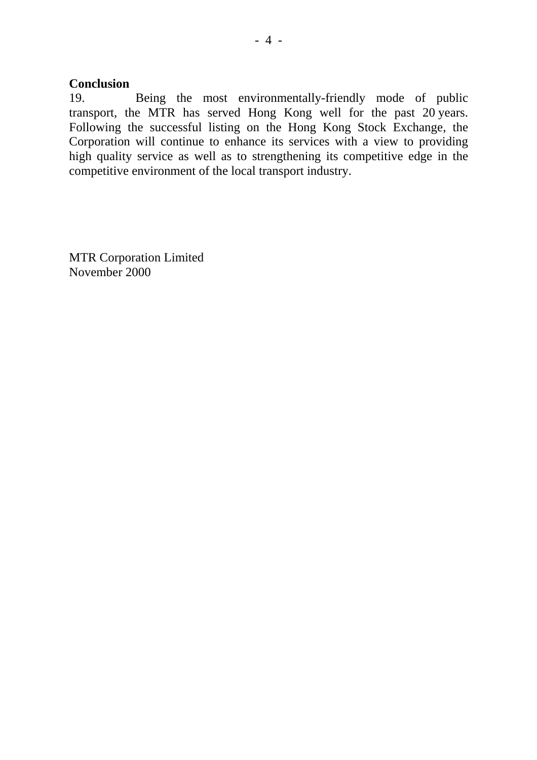**Conclusion**

19. Being the most environmentally-friendly mode of public transport, the MTR has served Hong Kong well for the past 20 years. Following the successful listing on the Hong Kong Stock Exchange, the Corporation will continue to enhance its services with a view to providing high quality service as well as to strengthening its competitive edge in the competitive environment of the local transport industry.

MTR Corporation Limited
November 2000